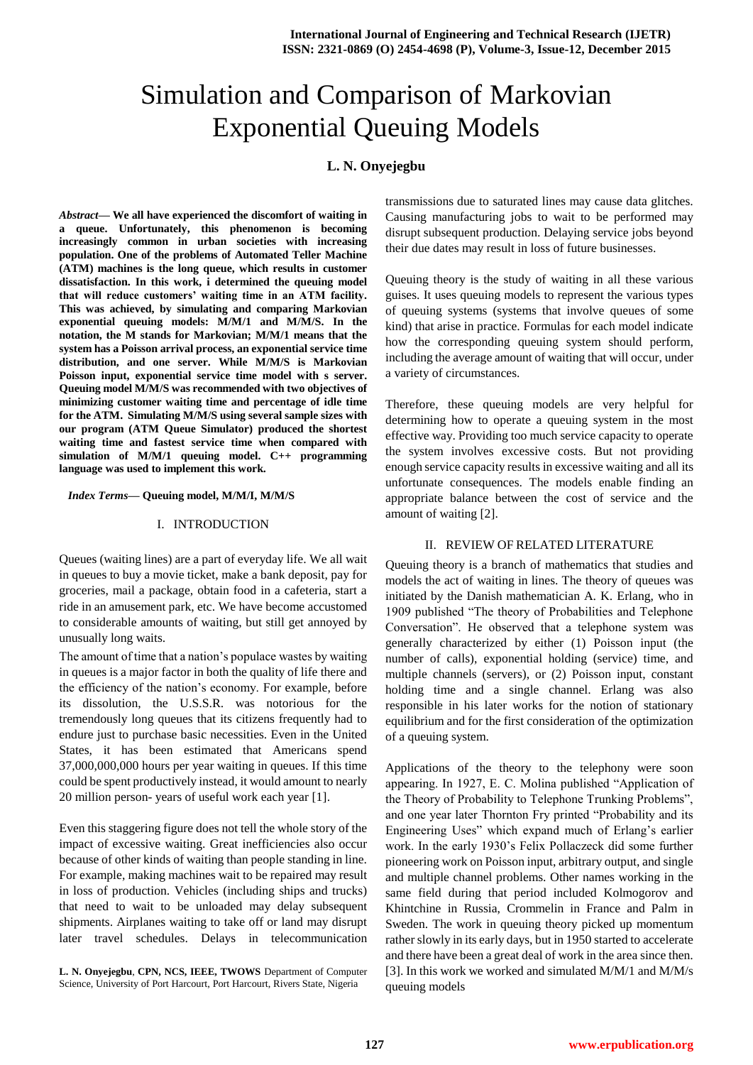# Simulation and Comparison of Markovian Exponential Queuing Models

**L. N. Onyejegbu**

***Abstract*— We all have experienced the discomfort of waiting in a queue. Unfortunately, this phenomenon is becoming increasingly common in urban societies with increasing population. One of the problems of Automated Teller Machine (ATM) machines is the long queue, which results in customer dissatisfaction. In this work, i determined the queuing model that will reduce customers' waiting time in an ATM facility. This was achieved, by simulating and comparing Markovian exponential queuing models: M/M/1 and M/M/S. In the notation, the M stands for Markovian; M/M/1 means that the system has a Poisson arrival process, an exponential service time distribution, and one server. While M/M/S is Markovian Poisson input, exponential service time model with s server. Queuing model M/M/S was recommended with two objectives of minimizing customer waiting time and percentage of idle time for the ATM. Simulating M/M/S using several sample sizes with our program (ATM Queue Simulator) produced the shortest waiting time and fastest service time when compared with simulation of M/M/1 queuing model. C++ programming language was used to implement this work.**

***Index Terms*— Queuing model, M/M/I, M/M/S**

## I. INTRODUCTION

Queues (waiting lines) are a part of everyday life. We all wait in queues to buy a movie ticket, make a bank deposit, pay for groceries, mail a package, obtain food in a cafeteria, start a ride in an amusement park, etc. We have become accustomed to considerable amounts of waiting, but still get annoyed by unusually long waits.

The amount of time that a nation's populace wastes by waiting in queues is a major factor in both the quality of life there and the efficiency of the nation's economy. For example, before its dissolution, the U.S.S.R. was notorious for the tremendously long queues that its citizens frequently had to endure just to purchase basic necessities. Even in the United States, it has been estimated that Americans spend 37,000,000,000 hours per year waiting in queues. If this time could be spent productively instead, it would amount to nearly 20 million person- years of useful work each year [1].

Even this staggering figure does not tell the whole story of the impact of excessive waiting. Great inefficiencies also occur because of other kinds of waiting than people standing in line. For example, making machines wait to be repaired may result in loss of production. Vehicles (including ships and trucks) that need to wait to be unloaded may delay subsequent shipments. Airplanes waiting to take off or land may disrupt later travel schedules. Delays in telecommunication transmissions due to saturated lines may cause data glitches. Causing manufacturing jobs to wait to be performed may disrupt subsequent production. Delaying service jobs beyond their due dates may result in loss of future businesses.

Queuing theory is the study of waiting in all these various guises. It uses queuing models to represent the various types of queuing systems (systems that involve queues of some kind) that arise in practice. Formulas for each model indicate how the corresponding queuing system should perform, including the average amount of waiting that will occur, under a variety of circumstances.

Therefore, these queuing models are very helpful for determining how to operate a queuing system in the most effective way. Providing too much service capacity to operate the system involves excessive costs. But not providing enough service capacity results in excessive waiting and all its unfortunate consequences. The models enable finding an appropriate balance between the cost of service and the amount of waiting [2].

## II. REVIEW OF RELATED LITERATURE

Queuing theory is a branch of mathematics that studies and models the act of waiting in lines. The theory of queues was initiated by the Danish mathematician A. K. Erlang, who in 1909 published "The theory of Probabilities and Telephone Conversation". He observed that a telephone system was generally characterized by either (1) Poisson input (the number of calls), exponential holding (service) time, and multiple channels (servers), or (2) Poisson input, constant holding time and a single channel. Erlang was also responsible in his later works for the notion of stationary equilibrium and for the first consideration of the optimization of a queuing system.

Applications of the theory to the telephony were soon appearing. In 1927, E. C. Molina published "Application of the Theory of Probability to Telephone Trunking Problems", and one year later Thornton Fry printed "Probability and its Engineering Uses" which expand much of Erlang's earlier work. In the early 1930's Felix Pollaczeck did some further pioneering work on Poisson input, arbitrary output, and single and multiple channel problems. Other names working in the same field during that period included Kolmogorov and Khintchine in Russia, Crommelin in France and Palm in Sweden. The work in queuing theory picked up momentum rather slowly in its early days, but in 1950 started to accelerate and there have been a great deal of work in the area since then. [3]. In this work we worked and simulated M/M/1 and M/M/s queuing models

**L. N. Onyejegbu**, **CPN, NCS, IEEE, TWOWS** Department of Computer Science, University of Port Harcourt, Port Harcourt, Rivers State, Nigeria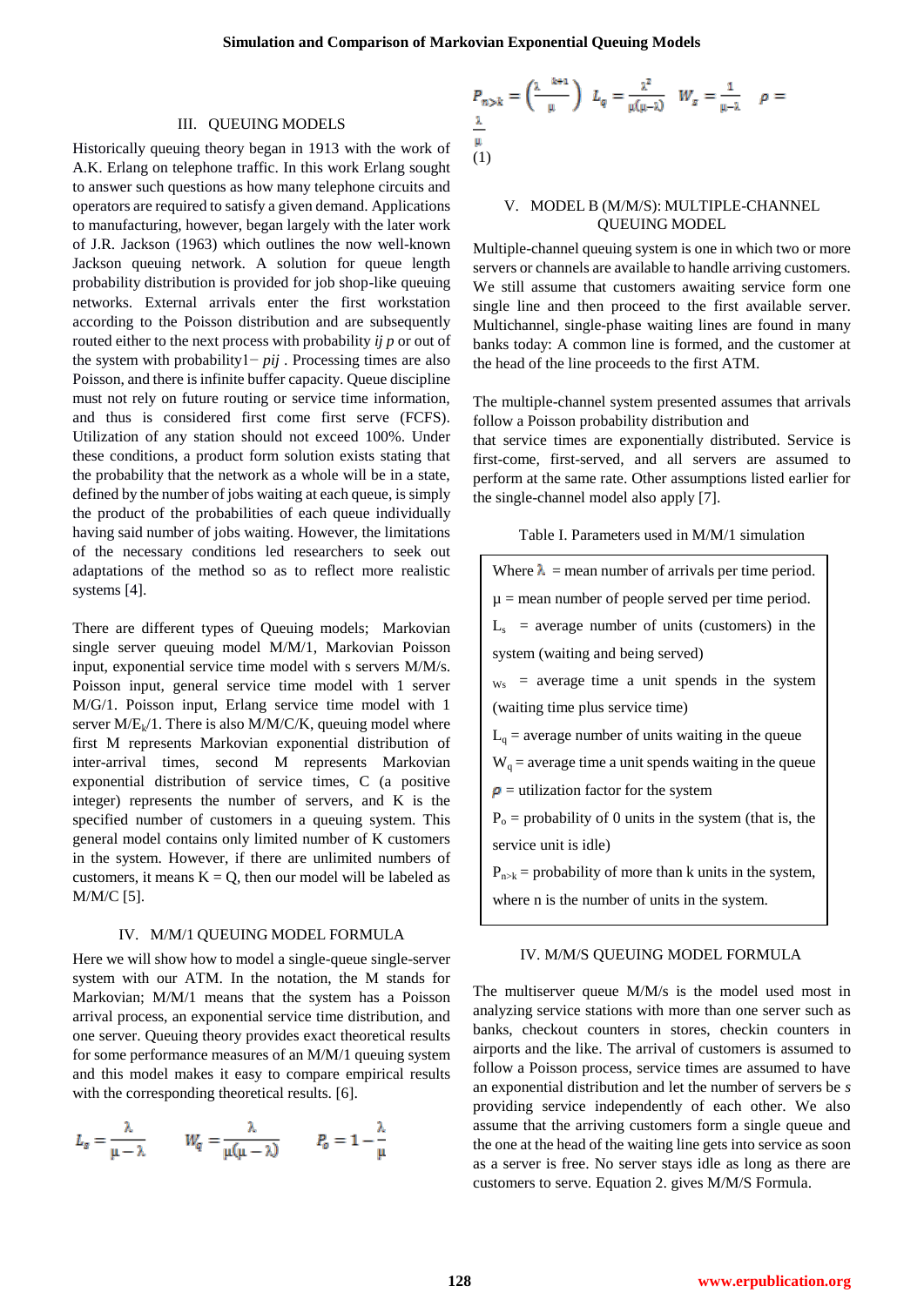## III. QUEUING MODELS

Historically queuing theory began in 1913 with the work of A.K. Erlang on telephone traffic. In this work Erlang sought to answer such questions as how many telephone circuits and operators are required to satisfy a given demand. Applications to manufacturing, however, began largely with the later work of J.R. Jackson (1963) which outlines the now well-known Jackson queuing network. A solution for queue length probability distribution is provided for job shop-like queuing networks. External arrivals enter the first workstation according to the Poisson distribution and are subsequently routed either to the next process with probability *ij p* or out of the system with probability1− *pij* . Processing times are also Poisson, and there is infinite buffer capacity. Queue discipline must not rely on future routing or service time information, and thus is considered first come first serve (FCFS). Utilization of any station should not exceed 100%. Under these conditions, a product form solution exists stating that the probability that the network as a whole will be in a state, defined by the number of jobs waiting at each queue, is simply the product of the probabilities of each queue individually having said number of jobs waiting. However, the limitations of the necessary conditions led researchers to seek out adaptations of the method so as to reflect more realistic systems [4].

There are different types of Queuing models; Markovian single server queuing model M/M/1, Markovian Poisson input, exponential service time model with s servers M/M/s. Poisson input, general service time model with 1 server M/G/1. Poisson input, Erlang service time model with 1 server M/$E_k$/1. There is also M/M/C/K, queuing model where first M represents Markovian exponential distribution of inter-arrival times, second M represents Markovian exponential distribution of service times, C (a positive integer) represents the number of servers, and K is the specified number of customers in a queuing system. This general model contains only limited number of K customers in the system. However, if there are unlimited numbers of customers, it means K = Q, then our model will be labeled as M/M/C [5].

## IV. M/M/1 QUEUING MODEL FORMULA

Here we will show how to model a single-queue single-server system with our ATM. In the notation, the M stands for Markovian; M/M/1 means that the system has a Poisson arrival process, an exponential service time distribution, and one server. Queuing theory provides exact theoretical results for some performance measures of an M/M/1 queuing system and this model makes it easy to compare empirical results with the corresponding theoretical results. [6].

$$L_s = \frac{\lambda}{\mu - \lambda} \qquad W_q = \frac{\lambda}{\mu(\mu - \lambda)} \qquad P_o = 1 - \frac{\lambda}{\mu}$$

$$P_{n>k} = \left(\frac{\lambda}{\mu}\right)^{k+1} \quad L_q = \frac{\lambda^2}{\mu(\mu-\lambda)} \quad W_s = \frac{1}{\mu-\lambda} \quad \rho = \frac{\lambda}{\mu}$$

(1)

## V. MODEL B (M/M/S): MULTIPLE-CHANNEL QUEUING MODEL

Multiple-channel queuing system is one in which two or more servers or channels are available to handle arriving customers. We still assume that customers awaiting service form one single line and then proceed to the first available server. Multichannel, single-phase waiting lines are found in many banks today: A common line is formed, and the customer at the head of the line proceeds to the first ATM.

The multiple-channel system presented assumes that arrivals follow a Poisson probability distribution and that service times are exponentially distributed. Service is first-come, first-served, and all servers are assumed to perform at the same rate. Other assumptions listed earlier for the single-channel model also apply [7].

Table I. Parameters used in M/M/1 simulation

| |
|---|
| Where $\lambda$ = mean number of arrivals per time period. |
| $\mu$ = mean number of people served per time period. |
| $L_s$ = average number of units (customers) in the system (waiting and being served) |
| $W_s$ = average time a unit spends in the system (waiting time plus service time) |
| $L_q$ = average number of units waiting in the queue |
| $W_q$ = average time a unit spends waiting in the queue |
| $\rho$ = utilization factor for the system |
| $P_o$ = probability of 0 units in the system (that is, the service unit is idle) |
| $P_{n>k}$ = probability of more than k units in the system, where n is the number of units in the system. |

## IV. M/M/S QUEUING MODEL FORMULA

The multiserver queue M/M/s is the model used most in analyzing service stations with more than one server such as banks, checkout counters in stores, checkin counters in airports and the like. The arrival of customers is assumed to follow a Poisson process, service times are assumed to have an exponential distribution and let the number of servers be *s* providing service independently of each other. We also assume that the arriving customers form a single queue and the one at the head of the waiting line gets into service as soon as a server is free. No server stays idle as long as there are customers to serve. Equation 2. gives M/M/S Formula.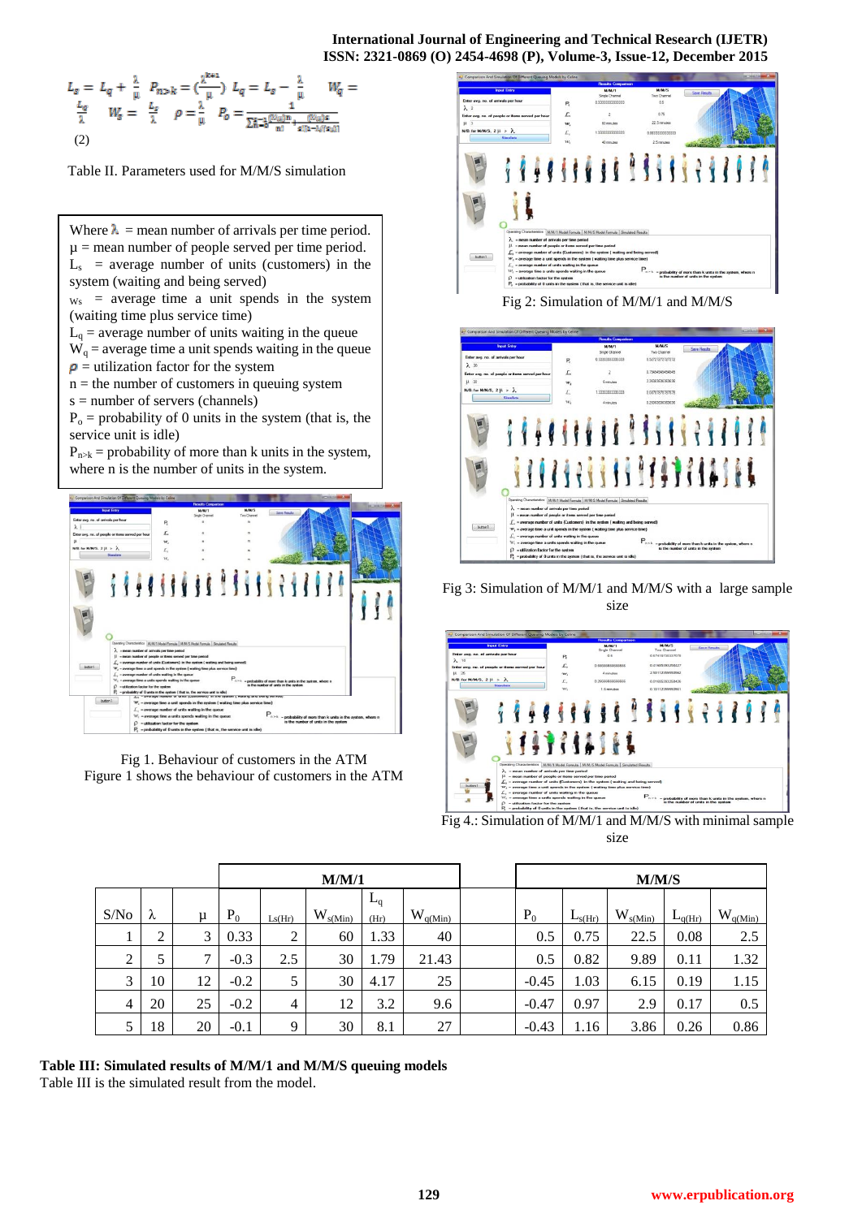$$L_s = L_q + \frac{\lambda}{\mu} \quad P_{n>k} = \left(\frac{\lambda}{\mu}\right)^{k+1} \quad L_q = L_s - \frac{\lambda}{\mu} \quad W_q = \frac{L_q}{\lambda} \quad W_s = \frac{L_s}{\lambda} \quad \rho = \frac{\lambda}{\mu} \quad P_o = \frac{1}{\sum_{n=0}^{s-1}\frac{(\lambda/\mu)^n}{n!} + \frac{(\lambda/\mu)^s}{s!(1-\lambda/s\mu)}}$$

(2)

Table II. Parameters used for M/M/S simulation

Where $\lambda$ = mean number of arrivals per time period.
$\mu$ = mean number of people served per time period.
$L_s$ = average number of units (customers) in the system (waiting and being served)
$W_s$ = average time a unit spends in the system (waiting time plus service time)
$L_q$ = average number of units waiting in the queue
$W_q$ = average time a unit spends waiting in the queue
$\rho$ = utilization factor for the system
n = the number of customers in queuing system
s = number of servers (channels)
$P_o$ = probability of 0 units in the system (that is, the service unit is idle)
$P_{n>k}$ = probability of more than k units in the system, where n is the number of units in the system.

Fig 1. Behaviour of customers in the ATM

Figure 1 shows the behaviour of customers in the ATM

Fig 2: Simulation of M/M/1 and M/M/S

Fig 3: Simulation of M/M/1 and M/M/S with a large sample size

Fig 4.: Simulation of M/M/1 and M/M/S with minimal sample size

| | | | M/M/1 | | | | | | M/M/S | | | | |
|---|---|---|---|---|---|---|---|---|---|---|---|---|---|
| S/No | $\lambda$ | $\mu$ | $P_0$ | $L_{s(Hr)}$ | $W_{s(Min)}$ | $L_{q(Hr)}$ | $W_{q(Min)}$ | | $P_0$ | $L_{s(Hr)}$ | $W_{s(Min)}$ | $L_{q(Hr)}$ | $W_{q(Min)}$ |
| 1 | 2 | 3 | 0.33 | 2 | 60 | 1.33 | 40 | | 0.5 | 0.75 | 22.5 | 0.08 | 2.5 |
| 2 | 5 | 7 | -0.3 | 2.5 | 30 | 1.79 | 21.43 | | 0.5 | 0.82 | 9.89 | 0.11 | 1.32 |
| 3 | 10 | 12 | -0.2 | 5 | 30 | 4.17 | 25 | | -0.45 | 1.03 | 6.15 | 0.19 | 1.15 |
| 4 | 20 | 25 | -0.2 | 4 | 12 | 3.2 | 9.6 | | -0.47 | 0.97 | 2.9 | 0.17 | 0.5 |
| 5 | 18 | 20 | -0.1 | 9 | 30 | 8.1 | 27 | | -0.43 | 1.16 | 3.86 | 0.26 | 0.86 |

**Table III: Simulated results of M/M/1 and M/M/S queuing models**

Table III is the simulated result from the model.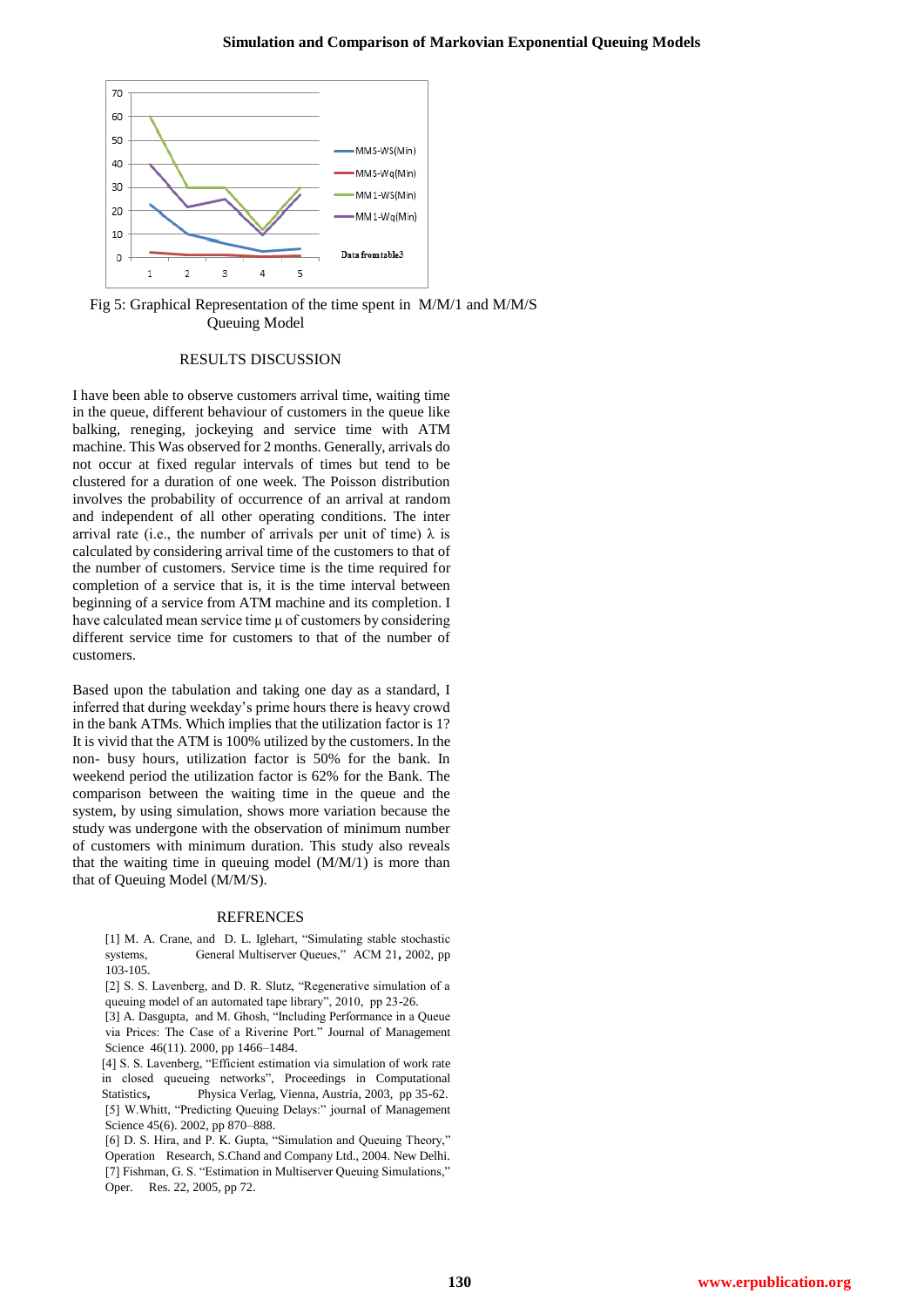70
60
50
40
30
20
10
0

1 2 3 4 5

MMS-WS(Min)
MMS-Wq(Min)
MM1-WS(Min)
MM1-Wq(Min)

Data from table3

Fig 5: Graphical Representation of the time spent in M/M/1 and M/M/S Queuing Model

## RESULTS DISCUSSION

I have been able to observe customers arrival time, waiting time in the queue, different behaviour of customers in the queue like balking, reneging, jockeying and service time with ATM machine. This Was observed for 2 months. Generally, arrivals do not occur at fixed regular intervals of times but tend to be clustered for a duration of one week. The Poisson distribution involves the probability of occurrence of an arrival at random and independent of all other operating conditions. The inter arrival rate (i.e., the number of arrivals per unit of time) $\lambda$ is calculated by considering arrival time of the customers to that of the number of customers. Service time is the time required for completion of a service that is, it is the time interval between beginning of a service from ATM machine and its completion. I have calculated mean service time $\mu$ of customers by considering different service time for customers to that of the number of customers.

Based upon the tabulation and taking one day as a standard, I inferred that during weekday's prime hours there is heavy crowd in the bank ATMs. Which implies that the utilization factor is 1? It is vivid that the ATM is 100% utilized by the customers. In the non- busy hours, utilization factor is 50% for the bank. In weekend period the utilization factor is 62% for the Bank. The comparison between the waiting time in the queue and the system, by using simulation, shows more variation because the study was undergone with the observation of minimum number of customers with minimum duration. This study also reveals that the waiting time in queuing model (M/M/1) is more than that of Queuing Model (M/M/S).

## REFRENCES

[1] M. A. Crane, and D. L. Iglehart, "Simulating stable stochastic systems, General Multiserver Queues," ACM 21, 2002, pp 103-105.

[2] S. S. Lavenberg, and D. R. Slutz, "Regenerative simulation of a queuing model of an automated tape library", 2010, pp 23-26.

[3] A. Dasgupta, and M. Ghosh, "Including Performance in a Queue via Prices: The Case of a Riverine Port." Journal of Management Science 46(11). 2000, pp 1466–1484.

[4] S. S. Lavenberg, "Efficient estimation via simulation of work rate in closed queueing networks", Proceedings in Computational Statistics, Physica Verlag, Vienna, Austria, 2003, pp 35-62.

[5] W.Whitt, "Predicting Queuing Delays:" journal of Management Science 45(6). 2002, pp 870–888.

[6] D. S. Hira, and P. K. Gupta, "Simulation and Queuing Theory," Operation Research, S.Chand and Company Ltd., 2004. New Delhi.

[7] Fishman, G. S. "Estimation in Multiserver Queuing Simulations," Oper. Res. 22, 2005, pp 72.